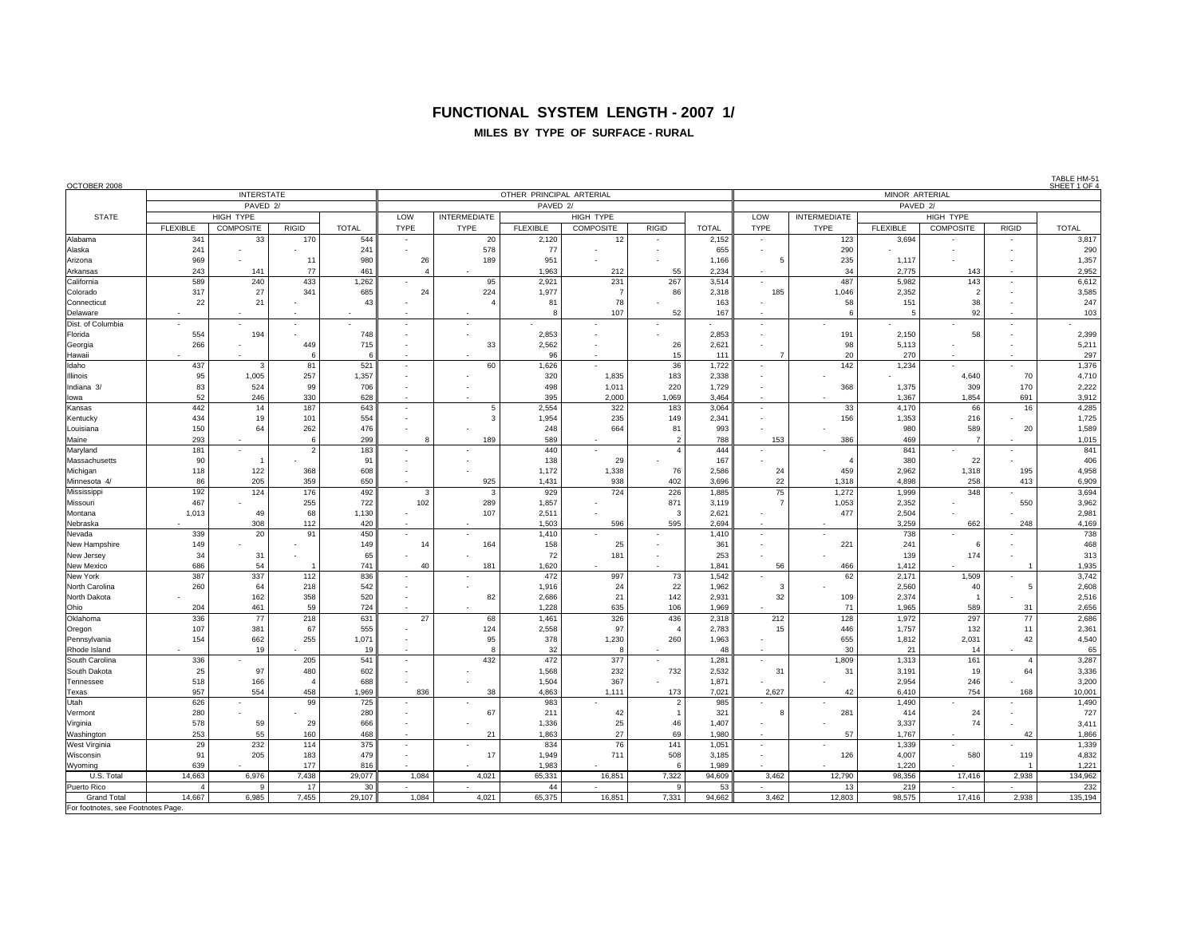# FUNCTIONAL SYSTEM LENGTH - 2007 1/

## MILES BY TYPE OF SURFACE - RURAL

OCTOBER 2008

TABLE HM-51
SHEET 1 OF 4

| STATE | INTERSTATE | | | | OTHER PRINCIPAL ARTERIAL | | | | | | MINOR ARTERIAL | | | | | |
|---|---|---|---|---|---|---|---|---|---|---|---|---|---|---|---|---|
| | PAVED 2/ | | | | PAVED 2/ | | | | | | PAVED 2/ | | | | | |
| | HIGH TYPE | | | | LOW | INTERMEDIATE | HIGH TYPE | | | | LOW | INTERMEDIATE | HIGH TYPE | | | |
| | FLEXIBLE | COMPOSITE | RIGID | TOTAL | TYPE | TYPE | FLEXIBLE | COMPOSITE | RIGID | TOTAL | TYPE | TYPE | FLEXIBLE | COMPOSITE | RIGID | TOTAL |
| Alabama | 341 | 33 | 170 | 544 | - | 20 | 2,120 | 12 | - | 2,152 | - | 123 | 3,694 | - | - | 3,817 |
| Alaska | 241 | - | - | 241 | - | 578 | 77 | - | - | 655 | - | 290 | - | - | - | 290 |
| Arizona | 969 | - | 11 | 980 | 26 | 189 | 951 | - | - | 1,166 | 5 | 235 | 1,117 | - | - | 1,357 |
| Arkansas | 243 | 141 | 77 | 461 | 4 | - | 1,963 | 212 | 55 | 2,234 | - | 34 | 2,775 | 143 | - | 2,952 |
| California | 589 | 240 | 433 | 1,262 | - | 95 | 2,921 | 231 | 267 | 3,514 | - | 487 | 5,982 | 143 | - | 6,612 |
| Colorado | 317 | 27 | 341 | 685 | 24 | 224 | 1,977 | 7 | 86 | 2,318 | 185 | 1,046 | 2,352 | 2 | - | 3,585 |
| Connecticut | 22 | 21 | - | 43 | - | 4 | 81 | 78 | - | 163 | - | 58 | 151 | 38 | - | 247 |
| Delaware | - | - | - | - | - | - | 8 | 107 | 52 | 167 | - | 6 | 5 | 92 | - | 103 |
| Dist. of Columbia | - | - | - | - | - | - | - | - | - | - | - | - | - | - | - | - |
| Florida | 554 | 194 | - | 748 | - | - | 2,853 | - | - | 2,853 | - | 191 | 2,150 | 58 | - | 2,399 |
| Georgia | 266 | - | 449 | 715 | - | 33 | 2,562 | - | 26 | 2,621 | - | 98 | 5,113 | - | - | 5,211 |
| Hawaii | - | - | 6 | 6 | - | - | 96 | - | 15 | 111 | 7 | 20 | 270 | - | - | 297 |
| Idaho | 437 | 3 | 81 | 521 | - | 60 | 1,626 | - | 36 | 1,722 | - | 142 | 1,234 | - | - | 1,376 |
| Illinois | 95 | 1,005 | 257 | 1,357 | - | - | 320 | 1,835 | 183 | 2,338 | - | - | - | 4,640 | 70 | 4,710 |
| Indiana 3/ | 83 | 524 | 99 | 706 | - | - | 498 | 1,011 | 220 | 1,729 | - | 368 | 1,375 | 309 | 170 | 2,222 |
| Iowa | 52 | 246 | 330 | 628 | - | - | 395 | 2,000 | 1,069 | 3,464 | - | - | 1,367 | 1,854 | 691 | 3,912 |
| Kansas | 442 | 14 | 187 | 643 | - | 5 | 2,554 | 322 | 183 | 3,064 | - | 33 | 4,170 | 66 | 16 | 4,285 |
| Kentucky | 434 | 19 | 101 | 554 | - | 3 | 1,954 | 235 | 149 | 2,341 | - | 156 | 1,353 | 216 | - | 1,725 |
| Louisiana | 150 | 64 | 262 | 476 | - | - | 248 | 664 | 81 | 993 | - | - | 980 | 589 | 20 | 1,589 |
| Maine | 293 | - | 6 | 299 | 8 | 189 | 589 | - | 2 | 788 | 153 | 386 | 469 | 7 | - | 1,015 |
| Maryland | 181 | - | 2 | 183 | - | - | 440 | - | 4 | 444 | - | - | 841 | - | - | 841 |
| Massachusetts | 90 | 1 | - | 91 | - | - | 138 | 29 | - | 167 | - | 4 | 380 | 22 | - | 406 |
| Michigan | 118 | 122 | 368 | 608 | - | - | 1,172 | 1,338 | 76 | 2,586 | 24 | 459 | 2,962 | 1,318 | 195 | 4,958 |
| Minnesota 4/ | 86 | 205 | 359 | 650 | - | 925 | 1,431 | 938 | 402 | 3,696 | 22 | 1,318 | 4,898 | 258 | 413 | 6,909 |
| Mississippi | 192 | 124 | 176 | 492 | 3 | 3 | 929 | 724 | 226 | 1,885 | 75 | 1,272 | 1,999 | 348 | - | 3,694 |
| Missouri | 467 | - | 255 | 722 | 102 | 289 | 1,857 | - | 871 | 3,119 | 7 | 1,053 | 2,352 | - | 550 | 3,962 |
| Montana | 1,013 | 49 | 68 | 1,130 | - | 107 | 2,511 | - | 3 | 2,621 | - | 477 | 2,504 | - | - | 2,981 |
| Nebraska | - | 308 | 112 | 420 | - | - | 1,503 | 596 | 595 | 2,694 | - | - | 3,259 | 662 | 248 | 4,169 |
| Nevada | 339 | 20 | 91 | 450 | - | - | 1,410 | - | - | 1,410 | - | - | 738 | - | - | 738 |
| New Hampshire | 149 | - | - | 149 | 14 | 164 | 158 | 25 | - | 361 | - | 221 | 241 | 6 | - | 468 |
| New Jersey | 34 | 31 | - | 65 | - | - | 72 | 181 | - | 253 | - | - | 139 | 174 | - | 313 |
| New Mexico | 686 | 54 | 1 | 741 | 40 | 181 | 1,620 | - | - | 1,841 | 56 | 466 | 1,412 | - | 1 | 1,935 |
| New York | 387 | 337 | 112 | 836 | - | - | 472 | 997 | 73 | 1,542 | - | 62 | 2,171 | 1,509 | - | 3,742 |
| North Carolina | 260 | 64 | 218 | 542 | - | - | 1,916 | 24 | 22 | 1,962 | 3 | - | 2,560 | 40 | 5 | 2,608 |
| North Dakota | - | 162 | 358 | 520 | - | 82 | 2,686 | 21 | 142 | 2,931 | 32 | 109 | 2,374 | 1 | - | 2,516 |
| Ohio | 204 | 461 | 59 | 724 | - | - | 1,228 | 635 | 106 | 1,969 | - | 71 | 1,965 | 589 | 31 | 2,656 |
| Oklahoma | 336 | 77 | 218 | 631 | 27 | 68 | 1,461 | 326 | 436 | 2,318 | 212 | 128 | 1,972 | 297 | 77 | 2,686 |
| Oregon | 107 | 381 | 67 | 555 | - | 124 | 2,558 | 97 | 4 | 2,783 | 15 | 446 | 1,757 | 132 | 11 | 2,361 |
| Pennsylvania | 154 | 662 | 255 | 1,071 | - | 95 | 378 | 1,230 | 260 | 1,963 | - | 655 | 1,812 | 2,031 | 42 | 4,540 |
| Rhode Island | - | 19 | - | 19 | - | 8 | 32 | 8 | - | 48 | - | 30 | 21 | 14 | - | 65 |
| South Carolina | 336 | - | 205 | 541 | - | 432 | 472 | 377 | - | 1,281 | - | 1,809 | 1,313 | 161 | 4 | 3,287 |
| South Dakota | 25 | 97 | 480 | 602 | - | - | 1,568 | 232 | 732 | 2,532 | 31 | 31 | 3,191 | 19 | 64 | 3,336 |
| Tennessee | 518 | 166 | 4 | 688 | - | - | 1,504 | 367 | - | 1,871 | - | - | 2,954 | 246 | - | 3,200 |
| Texas | 957 | 554 | 458 | 1,969 | 836 | 38 | 4,863 | 1,111 | 173 | 7,021 | 2,627 | 42 | 6,410 | 754 | 168 | 10,001 |
| Utah | 626 | - | 99 | 725 | - | - | 983 | - | 2 | 985 | - | - | 1,490 | - | - | 1,490 |
| Vermont | 280 | - | - | 280 | - | 67 | 211 | 42 | 1 | 321 | 8 | 281 | 414 | 24 | - | 727 |
| Virginia | 578 | 59 | 29 | 666 | - | - | 1,336 | 25 | 46 | 1,407 | - | - | 3,337 | 74 | - | 3,411 |
| Washington | 253 | 55 | 160 | 468 | - | 21 | 1,863 | 27 | 69 | 1,980 | - | 57 | 1,767 | - | 42 | 1,866 |
| West Virginia | 29 | 232 | 114 | 375 | - | - | 834 | 76 | 141 | 1,051 | - | - | 1,339 | - | - | 1,339 |
| Wisconsin | 91 | 205 | 183 | 479 | - | 17 | 1,949 | 711 | 508 | 3,185 | - | 126 | 4,007 | 580 | 119 | 4,832 |
| Wyoming | 639 | - | 177 | 816 | - | - | 1,983 | - | 6 | 1,989 | - | - | 1,220 | - | 1 | 1,221 |
| U.S. Total | 14,663 | 6,976 | 7,438 | 29,077 | 1,084 | 4,021 | 65,331 | 16,851 | 7,322 | 94,609 | 3,462 | 12,790 | 98,356 | 17,416 | 2,938 | 134,962 |
| Puerto Rico | 4 | 9 | 17 | 30 | - | - | 44 | - | 9 | 53 | - | 13 | 219 | - | - | 232 |
| Grand Total | 14,667 | 6,985 | 7,455 | 29,107 | 1,084 | 4,021 | 65,375 | 16,851 | 7,331 | 94,662 | 3,462 | 12,803 | 98,575 | 17,416 | 2,938 | 135,194 |

For footnotes, see Footnotes Page.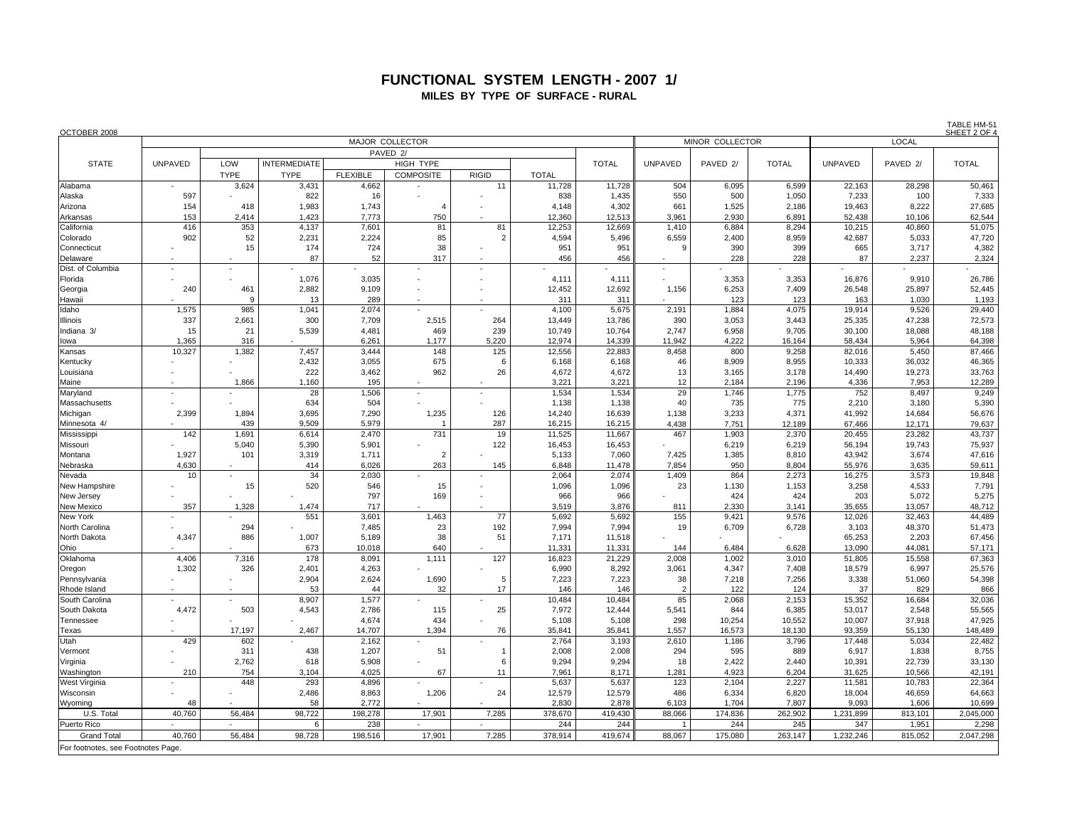# FUNCTIONAL SYSTEM LENGTH - 2007 1/

## MILES BY TYPE OF SURFACE - RURAL

OCTOBER 2008

TABLE HM-51
SHEET 2 OF 4

| STATE | MAJOR COLLECTOR | | | | | | | | MINOR COLLECTOR | | | LOCAL | | |
|---|---|---|---|---|---|---|---|---|---|---|---|---|---|---|
| | UNPAVED | PAVED 2/ | | | | | | TOTAL | UNPAVED | PAVED 2/ | TOTAL | UNPAVED | PAVED 2/ | TOTAL |
| | | LOW TYPE | INTERMEDIATE TYPE | HIGH TYPE | | | TOTAL | | | | | | | |
| | | | | FLEXIBLE | COMPOSITE | RIGID | | | | | | | | |
| Alabama | - | 3,624 | 3,431 | 4,662 | - | 11 | 11,728 | 11,728 | 504 | 6,095 | 6,599 | 22,163 | 28,298 | 50,461 |
| Alaska | 597 | - | 822 | 16 | - | - | 838 | 1,435 | 550 | 500 | 1,050 | 7,233 | 100 | 7,333 |
| Arizona | 154 | 418 | 1,983 | 1,743 | 4 | - | 4,148 | 4,302 | 661 | 1,525 | 2,186 | 19,463 | 8,222 | 27,685 |
| Arkansas | 153 | 2,414 | 1,423 | 7,773 | 750 | - | 12,360 | 12,513 | 3,961 | 2,930 | 6,891 | 52,438 | 10,106 | 62,544 |
| California | 416 | 353 | 4,137 | 7,601 | 81 | 81 | 12,253 | 12,669 | 1,410 | 6,884 | 8,294 | 10,215 | 40,860 | 51,075 |
| Colorado | 902 | 52 | 2,231 | 2,224 | 85 | 2 | 4,594 | 5,496 | 6,559 | 2,400 | 8,959 | 42,687 | 5,033 | 47,720 |
| Connecticut | - | 15 | 174 | 724 | 38 | - | 951 | 951 | 9 | 390 | 399 | 665 | 3,717 | 4,382 |
| Delaware | - | - | 87 | 52 | 317 | - | 456 | 456 | - | 228 | 228 | 87 | 2,237 | 2,324 |
| Dist. of Columbia | - | - | - | - | - | - | - | - | - | - | - | - | - | - |
| Florida | - | - | 1,076 | 3,035 | - | - | 4,111 | 4,111 | - | 3,353 | 3,353 | 16,876 | 9,910 | 26,786 |
| Georgia | 240 | 461 | 2,882 | 9,109 | - | - | 12,452 | 12,692 | 1,156 | 6,253 | 7,409 | 26,548 | 25,897 | 52,445 |
| Hawaii | - | 9 | 13 | 289 | - | - | 311 | 311 | - | 123 | 123 | 163 | 1,030 | 1,193 |
| Idaho | 1,575 | 985 | 1,041 | 2,074 | - | - | 4,100 | 5,675 | 2,191 | 1,884 | 4,075 | 19,914 | 9,526 | 29,440 |
| Illinois | 337 | 2,661 | 300 | 7,709 | 2,515 | 264 | 13,449 | 13,786 | 390 | 3,053 | 3,443 | 25,335 | 47,238 | 72,573 |
| Indiana 3/ | 15 | 21 | 5,539 | 4,481 | 469 | 239 | 10,749 | 10,764 | 2,747 | 6,958 | 9,705 | 30,100 | 18,088 | 48,188 |
| Iowa | 1,365 | 316 | - | 6,261 | 1,177 | 5,220 | 12,974 | 14,339 | 11,942 | 4,222 | 16,164 | 58,434 | 5,964 | 64,398 |
| Kansas | 10,327 | 1,382 | 7,457 | 3,444 | 148 | 125 | 12,556 | 22,883 | 8,458 | 800 | 9,258 | 82,016 | 5,450 | 87,466 |
| Kentucky | - | - | 2,432 | 3,055 | 675 | 6 | 6,168 | 6,168 | 46 | 8,909 | 8,955 | 10,333 | 36,032 | 46,365 |
| Louisiana | - | - | 222 | 3,462 | 962 | 26 | 4,672 | 4,672 | 13 | 3,165 | 3,178 | 14,490 | 19,273 | 33,763 |
| Maine | - | 1,866 | 1,160 | 195 | - | - | 3,221 | 3,221 | 12 | 2,184 | 2,196 | 4,336 | 7,953 | 12,289 |
| Maryland | - | - | 28 | 1,506 | - | - | 1,534 | 1,534 | 29 | 1,746 | 1,775 | 752 | 8,497 | 9,249 |
| Massachusetts | - | - | 634 | 504 | - | - | 1,138 | 1,138 | 40 | 735 | 775 | 2,210 | 3,180 | 5,390 |
| Michigan | 2,399 | 1,894 | 3,695 | 7,290 | 1,235 | 126 | 14,240 | 16,639 | 1,138 | 3,233 | 4,371 | 41,992 | 14,684 | 56,676 |
| Minnesota 4/ | - | 439 | 9,509 | 5,979 | 1 | 287 | 16,215 | 16,215 | 4,438 | 7,751 | 12,189 | 67,466 | 12,171 | 79,637 |
| Mississippi | 142 | 1,691 | 6,614 | 2,470 | 731 | 19 | 11,525 | 11,667 | 467 | 1,903 | 2,370 | 20,455 | 23,282 | 43,737 |
| Missouri | - | 5,040 | 5,390 | 5,901 | - | 122 | 16,453 | 16,453 | - | 6,219 | 6,219 | 56,194 | 19,743 | 75,937 |
| Montana | 1,927 | 101 | 3,319 | 1,711 | 2 | - | 5,133 | 7,060 | 7,425 | 1,385 | 8,810 | 43,942 | 3,674 | 47,616 |
| Nebraska | 4,630 | - | 414 | 6,026 | 263 | 145 | 6,848 | 11,478 | 7,854 | 950 | 8,804 | 55,976 | 3,635 | 59,611 |
| Nevada | 10 | - | 34 | 2,030 | - | - | 2,064 | 2,074 | 1,409 | 864 | 2,273 | 16,275 | 3,573 | 19,848 |
| New Hampshire | - | 15 | 520 | 546 | 15 | - | 1,096 | 1,096 | 23 | 1,130 | 1,153 | 3,258 | 4,533 | 7,791 |
| New Jersey | - | - | - | 797 | 169 | - | 966 | 966 | - | 424 | 424 | 203 | 5,072 | 5,275 |
| New Mexico | 357 | 1,328 | 1,474 | 717 | - | - | 3,519 | 3,876 | 811 | 2,330 | 3,141 | 35,655 | 13,057 | 48,712 |
| New York | - | - | 551 | 3,601 | 1,463 | 77 | 5,692 | 5,692 | 155 | 9,421 | 9,576 | 12,026 | 32,463 | 44,489 |
| North Carolina | - | 294 | - | 7,485 | 23 | 192 | 7,994 | 7,994 | 19 | 6,709 | 6,728 | 3,103 | 48,370 | 51,473 |
| North Dakota | 4,347 | 886 | 1,007 | 5,189 | 38 | 51 | 7,171 | 11,518 | - | - | - | 65,253 | 2,203 | 67,456 |
| Ohio | - | - | 673 | 10,018 | 640 | - | 11,331 | 11,331 | 144 | 6,484 | 6,628 | 13,090 | 44,081 | 57,171 |
| Oklahoma | 4,406 | 7,316 | 178 | 8,091 | 1,111 | 127 | 16,823 | 21,229 | 2,008 | 1,002 | 3,010 | 51,805 | 15,558 | 67,363 |
| Oregon | 1,302 | 326 | 2,401 | 4,263 | - | - | 6,990 | 8,292 | 3,061 | 4,347 | 7,408 | 18,579 | 6,997 | 25,576 |
| Pennsylvania | - | - | 2,904 | 2,624 | 1,690 | 5 | 7,223 | 7,223 | 38 | 7,218 | 7,256 | 3,338 | 51,060 | 54,398 |
| Rhode Island | - | - | 53 | 44 | 32 | 17 | 146 | 146 | 2 | 122 | 124 | 37 | 829 | 866 |
| South Carolina | - | - | 8,907 | 1,577 | - | - | 10,484 | 10,484 | 85 | 2,068 | 2,153 | 15,352 | 16,684 | 32,036 |
| South Dakota | 4,472 | 503 | 4,543 | 2,786 | 115 | 25 | 7,972 | 12,444 | 5,541 | 844 | 6,385 | 53,017 | 2,548 | 55,565 |
| Tennessee | - | - | - | 4,674 | 434 | - | 5,108 | 5,108 | 298 | 10,254 | 10,552 | 10,007 | 37,918 | 47,925 |
| Texas | - | 17,197 | 2,467 | 14,707 | 1,394 | 76 | 35,841 | 35,841 | 1,557 | 16,573 | 18,130 | 93,359 | 55,130 | 148,489 |
| Utah | 429 | 602 | - | 2,162 | - | - | 2,764 | 3,193 | 2,610 | 1,186 | 3,796 | 17,448 | 5,034 | 22,482 |
| Vermont | - | 311 | 438 | 1,207 | 51 | 1 | 2,008 | 2,008 | 294 | 595 | 889 | 6,917 | 1,838 | 8,755 |
| Virginia | - | 2,762 | 618 | 5,908 | - | 6 | 9,294 | 9,294 | 18 | 2,422 | 2,440 | 10,391 | 22,739 | 33,130 |
| Washington | 210 | 754 | 3,104 | 4,025 | 67 | 11 | 7,961 | 8,171 | 1,281 | 4,923 | 6,204 | 31,625 | 10,566 | 42,191 |
| West Virginia | - | 448 | 293 | 4,896 | - | - | 5,637 | 5,637 | 123 | 2,104 | 2,227 | 11,581 | 10,783 | 22,364 |
| Wisconsin | - | - | 2,486 | 8,863 | 1,206 | 24 | 12,579 | 12,579 | 486 | 6,334 | 6,820 | 18,004 | 46,659 | 64,663 |
| Wyoming | 48 | - | 58 | 2,772 | - | - | 2,830 | 2,878 | 6,103 | 1,704 | 7,807 | 9,093 | 1,606 | 10,699 |
| U.S. Total | 40,760 | 56,484 | 98,722 | 198,278 | 17,901 | 7,285 | 378,670 | 419,430 | 88,066 | 174,836 | 262,902 | 1,231,899 | 813,101 | 2,045,000 |
| Puerto Rico | - | - | 6 | 238 | - | - | 244 | 244 | 1 | 244 | 245 | 347 | 1,951 | 2,298 |
| Grand Total | 40,760 | 56,484 | 98,728 | 198,516 | 17,901 | 7,285 | 378,914 | 419,674 | 88,067 | 175,080 | 263,147 | 1,232,246 | 815,052 | 2,047,298 |

For footnotes, see Footnotes Page.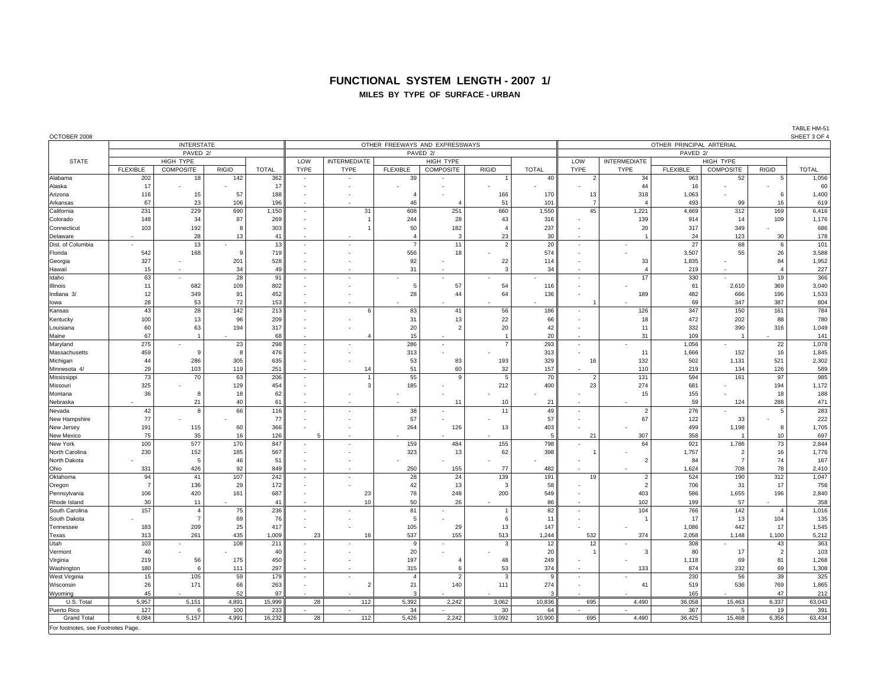# FUNCTIONAL SYSTEM LENGTH - 2007 1/

## MILES BY TYPE OF SURFACE - URBAN

OCTOBER 2008

TABLE HM-51
SHEET 3 OF 4

| STATE | INTERSTATE | | | | OTHER FREEWAYS AND EXPRESSWAYS | | | | | | OTHER PRINCIPAL ARTERIAL | | | | | |
|---|---|---|---|---|---|---|---|---|---|---|---|---|---|---|---|---|
| | PAVED 2/ | | | | PAVED 2/ | | | | | | PAVED 2/ | | | | | |
| | HIGH TYPE | | | | LOW | INTERMEDIATE | HIGH TYPE | | | | LOW | INTERMEDIATE | HIGH TYPE | | | |
| | FLEXIBLE | COMPOSITE | RIGID | TOTAL | TYPE | TYPE | FLEXIBLE | COMPOSITE | RIGID | TOTAL | TYPE | TYPE | FLEXIBLE | COMPOSITE | RIGID | TOTAL |
| Alabama | 202 | 18 | 142 | 362 | - | - | 39 | - | 1 | 40 | 2 | 34 | 963 | 52 | 5 | 1,056 |
| Alaska | 17 | - | - | 17 | - | - | - | - | - | - | - | 44 | 16 | - | - | 60 |
| Arizona | 116 | 15 | 57 | 188 | - | - | 4 | - | 166 | 170 | 13 | 318 | 1,063 | - | 6 | 1,400 |
| Arkansas | 67 | 23 | 106 | 196 | - | - | 46 | 4 | 51 | 101 | 7 | 4 | 493 | 99 | 16 | 619 |
| California | 231 | 229 | 690 | 1,150 | - | 31 | 608 | 251 | 660 | 1,550 | 45 | 1,221 | 4,669 | 312 | 169 | 6,416 |
| Colorado | 148 | 34 | 87 | 269 | - | 1 | 244 | 28 | 43 | 316 | - | 139 | 914 | 14 | 109 | 1,176 |
| Connecticut | 103 | 192 | 8 | 303 | - | 1 | 50 | 182 | 4 | 237 | - | 20 | 317 | 349 | - | 686 |
| Delaware | - | 28 | 13 | 41 | - | - | 4 | 3 | 23 | 30 | - | 1 | 24 | 123 | 30 | 178 |
| Dist. of Columbia | - | 13 | - | 13 | - | - | 7 | 11 | 2 | 20 | - | - | 27 | 68 | 6 | 101 |
| Florida | 542 | 168 | 9 | 719 | - | - | 556 | 18 | - | 574 | - | - | 3,507 | 55 | 26 | 3,588 |
| Georgia | 327 | - | 201 | 528 | - | - | 92 | - | 22 | 114 | - | 33 | 1,835 | - | 84 | 1,952 |
| Hawaii | 15 | - | 34 | 49 | - | - | 31 | - | 3 | 34 | - | 4 | 219 | - | 4 | 227 |
| Idaho | 63 | - | 28 | 91 | - | - | - | - | - | - | - | 17 | 330 | - | 19 | 366 |
| Illinois | 11 | 682 | 109 | 802 | - | - | 5 | 57 | 54 | 116 | - | - | 61 | 2,610 | 369 | 3,040 |
| Indiana 3/ | 12 | 349 | 91 | 452 | - | - | 28 | 44 | 64 | 136 | - | 189 | 482 | 666 | 196 | 1,533 |
| Iowa | 28 | 53 | 72 | 153 | - | - | - | - | - | - | 1 | - | 69 | 347 | 387 | 804 |
| Kansas | 43 | 28 | 142 | 213 | - | 6 | 83 | 41 | 56 | 186 | - | 126 | 347 | 150 | 161 | 784 |
| Kentucky | 100 | 13 | 96 | 209 | - | - | 31 | 13 | 22 | 66 | - | 18 | 472 | 202 | 88 | 780 |
| Louisiana | 60 | 63 | 194 | 317 | - | - | 20 | 2 | 20 | 42 | - | 11 | 332 | 390 | 316 | 1,049 |
| Maine | 67 | 1 | - | 68 | - | 4 | 15 | - | 1 | 20 | - | 31 | 109 | 1 | - | 141 |
| Maryland | 275 | - | 23 | 298 | - | - | 286 | - | 7 | 293 | - | - | 1,056 | - | 22 | 1,078 |
| Massachusetts | 459 | 9 | 8 | 476 | - | - | 313 | - | - | 313 | - | 11 | 1,666 | 152 | 16 | 1,845 |
| Michigan | 44 | 286 | 305 | 635 | - | - | 53 | 83 | 193 | 329 | 16 | 132 | 502 | 1,131 | 521 | 2,302 |
| Minnesota 4/ | 29 | 103 | 119 | 251 | - | 14 | 51 | 60 | 32 | 157 | - | 110 | 219 | 134 | 126 | 589 |
| Mississippi | 73 | 70 | 63 | 206 | - | 1 | 55 | 9 | 5 | 70 | 2 | 131 | 594 | 161 | 97 | 985 |
| Missouri | 325 | - | 129 | 454 | - | 3 | 185 | - | 212 | 400 | 23 | 274 | 681 | - | 194 | 1,172 |
| Montana | 36 | 8 | 18 | 62 | - | - | - | - | - | - | - | 15 | 155 | - | 18 | 188 |
| Nebraska | - | 21 | 40 | 61 | - | - | - | 11 | 10 | 21 | - | - | 59 | 124 | 288 | 471 |
| Nevada | 42 | 8 | 66 | 116 | - | - | 38 | - | 11 | 49 | - | 2 | 276 | - | 5 | 283 |
| New Hampshire | 77 | - | - | 77 | - | - | 57 | - | - | 57 | - | 67 | 122 | 33 | - | 222 |
| New Jersey | 191 | 115 | 60 | 366 | - | - | 264 | 126 | 13 | 403 | - | - | 499 | 1,198 | 8 | 1,705 |
| New Mexico | 75 | 35 | 16 | 126 | 5 | - | - | - | - | 5 | 21 | 307 | 358 | 1 | 10 | 697 |
| New York | 100 | 577 | 170 | 847 | - | - | 159 | 484 | 155 | 798 | - | 64 | 921 | 1,786 | 73 | 2,844 |
| North Carolina | 230 | 152 | 185 | 567 | - | - | 323 | 13 | 62 | 398 | 1 | - | 1,757 | 2 | 16 | 1,776 |
| North Dakota | - | 5 | 46 | 51 | - | - | - | - | - | - | - | 2 | 84 | 7 | 74 | 167 |
| Ohio | 331 | 426 | 92 | 849 | - | - | 250 | 155 | 77 | 482 | - | - | 1,624 | 708 | 78 | 2,410 |
| Oklahoma | 94 | 41 | 107 | 242 | - | - | 28 | 24 | 139 | 191 | 19 | 2 | 524 | 190 | 312 | 1,047 |
| Oregon | 7 | 136 | 29 | 172 | - | - | 42 | 13 | 3 | 58 | - | 2 | 706 | 31 | 17 | 756 |
| Pennsylvania | 106 | 420 | 161 | 687 | - | 23 | 78 | 248 | 200 | 549 | - | 403 | 586 | 1,655 | 196 | 2,840 |
| Rhode Island | 30 | 11 | - | 41 | - | 10 | 50 | 26 | - | 86 | - | 102 | 199 | 57 | - | 358 |
| South Carolina | 157 | 4 | 75 | 236 | - | - | 81 | - | 1 | 82 | - | 104 | 766 | 142 | 4 | 1,016 |
| South Dakota | - | 7 | 69 | 76 | - | - | 5 | - | 6 | 11 | - | 1 | 17 | 13 | 104 | 135 |
| Tennessee | 183 | 209 | 25 | 417 | - | - | 105 | 29 | 13 | 147 | - | - | 1,086 | 442 | 17 | 1,545 |
| Texas | 313 | 261 | 435 | 1,009 | 23 | 16 | 537 | 155 | 513 | 1,244 | 532 | 374 | 2,058 | 1,148 | 1,100 | 5,212 |
| Utah | 103 | - | 108 | 211 | - | - | 9 | - | 3 | 12 | 12 | - | 308 | - | 43 | 363 |
| Vermont | 40 | - | - | 40 | - | - | 20 | - | - | 20 | 1 | 3 | 80 | 17 | 2 | 103 |
| Virginia | 219 | 56 | 175 | 450 | - | - | 197 | 4 | 48 | 249 | - | - | 1,118 | 69 | 81 | 1,268 |
| Washington | 180 | 6 | 111 | 297 | - | - | 315 | 6 | 53 | 374 | - | 133 | 874 | 232 | 69 | 1,308 |
| West Virginia | 15 | 105 | 59 | 179 | - | - | 4 | 2 | 3 | 9 | - | - | 230 | 56 | 39 | 325 |
| Wisconsin | 26 | 171 | 66 | 263 | - | 2 | 21 | 140 | 111 | 274 | - | 41 | 519 | 536 | 769 | 1,865 |
| Wyoming | 45 | - | 52 | 97 | - | - | 3 | - | - | 3 | - | - | 165 | - | 47 | 212 |
| U.S. Total | 5,957 | 5,151 | 4,891 | 15,999 | 28 | 112 | 5,392 | 2,242 | 3,062 | 10,836 | 695 | 4,490 | 36,058 | 15,463 | 6,337 | 63,043 |
| Puerto Rico | 127 | 6 | 100 | 233 | - | - | 34 | - | 30 | 64 | - | - | 367 | 5 | 19 | 391 |
| Grand Total | 6,084 | 5,157 | 4,991 | 16,232 | 28 | 112 | 5,426 | 2,242 | 3,092 | 10,900 | 695 | 4,490 | 36,425 | 15,468 | 6,356 | 63,434 |

For footnotes, see Footnotes Page.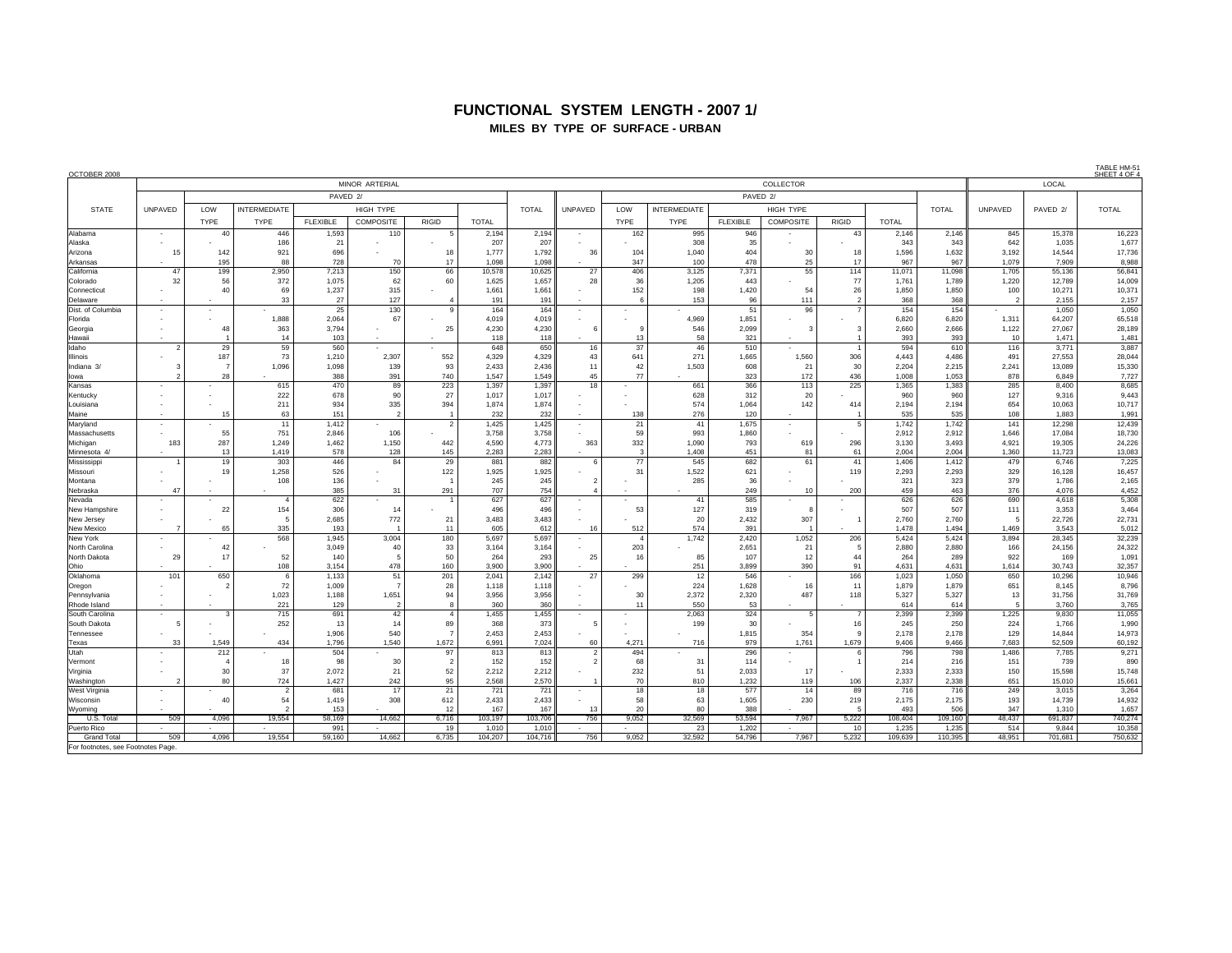# FUNCTIONAL SYSTEM LENGTH - 2007 1/

## MILES BY TYPE OF SURFACE - URBAN

OCTOBER 2008

TABLE HM-51
SHEET 4 OF 4

| STATE | MINOR ARTERIAL | | | | | | | | COLLECTOR | | | | | | | | LOCAL | | |
|---|---|---|---|---|---|---|---|---|---|---|---|---|---|---|---|---|---|---|---|
| | UNPAVED | PAVED 2/ | | | | | | TOTAL | UNPAVED | PAVED 2/ | | | | | | TOTAL | UNPAVED | PAVED 2/ | TOTAL |
| | | LOW TYPE | INTERMEDIATE TYPE | HIGH TYPE | | | TOTAL | | | LOW TYPE | INTERMEDIATE TYPE | HIGH TYPE | | | TOTAL | | | | |
| | | | | FLEXIBLE | COMPOSITE | RIGID | | | | | | FLEXIBLE | COMPOSITE | RIGID | | | | | |
| Alabama | - | 40 | 446 | 1,593 | 110 | 5 | 2,194 | 2,194 | - | 162 | 995 | 946 | - | 43 | 2,146 | 2,146 | 845 | 15,378 | 16,223 |
| Alaska | - | - | 186 | 21 | - | - | 207 | 207 | - | - | 308 | 35 | - | - | 343 | 343 | 642 | 1,035 | 1,677 |
| Arizona | 15 | 142 | 921 | 696 | - | 18 | 1,777 | 1,792 | 36 | 104 | 1,040 | 404 | 30 | 18 | 1,596 | 1,632 | 3,192 | 14,544 | 17,736 |
| Arkansas | - | 195 | 88 | 728 | 70 | 17 | 1,098 | 1,098 | - | 347 | 100 | 478 | 25 | 17 | 967 | 967 | 1,079 | 7,909 | 8,988 |
| California | 47 | 199 | 2,950 | 7,213 | 150 | 66 | 10,578 | 10,625 | 27 | 406 | 3,125 | 7,371 | 55 | 114 | 11,071 | 11,098 | 1,705 | 55,136 | 56,841 |
| Colorado | 32 | 56 | 372 | 1,075 | 62 | 60 | 1,625 | 1,657 | 28 | 36 | 1,205 | 443 | - | 77 | 1,761 | 1,789 | 1,220 | 12,789 | 14,009 |
| Connecticut | - | 40 | 69 | 1,237 | 315 | - | 1,661 | 1,661 | - | 152 | 198 | 1,420 | 54 | 26 | 1,850 | 1,850 | 100 | 10,271 | 10,371 |
| Delaware | - | - | 33 | 27 | 127 | 4 | 191 | 191 | - | 6 | 153 | 96 | 111 | 2 | 368 | 368 | 2 | 2,155 | 2,157 |
| Dist. of Columbia | - | - | - | 25 | 130 | 9 | 164 | 164 | - | - | - | 51 | 96 | 7 | 154 | 154 | - | 1,050 | 1,050 |
| Florida | - | - | 1,888 | 2,064 | 67 | - | 4,019 | 4,019 | - | - | 4,969 | 1,851 | - | - | 6,820 | 6,820 | 1,311 | 64,207 | 65,518 |
| Georgia | - | 48 | 363 | 3,794 | - | 25 | 4,230 | 4,230 | 6 | 9 | 546 | 2,099 | 3 | 3 | 2,660 | 2,666 | 1,122 | 27,067 | 28,189 |
| Hawaii | - | 1 | 14 | 103 | - | - | 118 | 118 | - | 13 | 58 | 321 | - | 1 | 393 | 393 | 10 | 1,471 | 1,481 |
| Idaho | 2 | 29 | 59 | 560 | - | - | 648 | 650 | 16 | 37 | 46 | 510 | - | 1 | 594 | 610 | 116 | 3,771 | 3,887 |
| Illinois | - | 187 | 73 | 1,210 | 2,307 | 552 | 4,329 | 4,329 | 43 | 641 | 271 | 1,665 | 1,560 | 306 | 4,443 | 4,486 | 491 | 27,553 | 28,044 |
| Indiana 3/ | 3 | 7 | 1,096 | 1,098 | 139 | 93 | 2,433 | 2,436 | 11 | 42 | 1,503 | 608 | 21 | 30 | 2,204 | 2,215 | 2,241 | 13,089 | 15,330 |
| Iowa | 2 | 28 | - | 388 | 391 | 740 | 1,547 | 1,549 | 45 | 77 | - | 323 | 172 | 436 | 1,008 | 1,053 | 878 | 6,849 | 7,727 |
| Kansas | - | - | 615 | 470 | 89 | 223 | 1,397 | 1,397 | 18 | - | 661 | 366 | 113 | 225 | 1,365 | 1,383 | 285 | 8,400 | 8,685 |
| Kentucky | - | - | 222 | 678 | 90 | 27 | 1,017 | 1,017 | - | - | 628 | 312 | 20 | - | 960 | 960 | 127 | 9,316 | 9,443 |
| Louisiana | - | - | 211 | 934 | 335 | 394 | 1,874 | 1,874 | - | - | 574 | 1,064 | 142 | 414 | 2,194 | 2,194 | 654 | 10,063 | 10,717 |
| Maine | - | 15 | 63 | 151 | 2 | 1 | 232 | 232 | - | 138 | 276 | 120 | - | 1 | 535 | 535 | 108 | 1,883 | 1,991 |
| Maryland | - | - | 11 | 1,412 | - | 2 | 1,425 | 1,425 | - | 21 | 41 | 1,675 | - | 5 | 1,742 | 1,742 | 141 | 12,298 | 12,439 |
| Massachusetts | - | 55 | 751 | 2,846 | 106 | - | 3,758 | 3,758 | - | 59 | 993 | 1,860 | - | - | 2,912 | 2,912 | 1,646 | 17,084 | 18,730 |
| Michigan | 183 | 287 | 1,249 | 1,462 | 1,150 | 442 | 4,590 | 4,773 | 363 | 332 | 1,090 | 793 | 619 | 296 | 3,130 | 3,493 | 4,921 | 19,305 | 24,226 |
| Minnesota 4/ | - | 13 | 1,419 | 578 | 128 | 145 | 2,283 | 2,283 | - | 3 | 1,408 | 451 | 81 | 61 | 2,004 | 2,004 | 1,360 | 11,723 | 13,083 |
| Mississippi | 1 | 19 | 303 | 446 | 84 | 29 | 881 | 882 | 6 | 77 | 545 | 682 | 61 | 41 | 1,406 | 1,412 | 479 | 6,746 | 7,225 |
| Missouri | - | 19 | 1,258 | 526 | - | 122 | 1,925 | 1,925 | - | 31 | 1,522 | 621 | - | 119 | 2,293 | 2,293 | 329 | 16,128 | 16,457 |
| Montana | - | - | 108 | 136 | - | 1 | 245 | 245 | 2 | - | 285 | 36 | - | - | 321 | 323 | 379 | 1,786 | 2,165 |
| Nebraska | 47 | - | - | 385 | 31 | 291 | 707 | 754 | 4 | - | - | 249 | 10 | 200 | 459 | 463 | 376 | 4,076 | 4,452 |
| Nevada | - | - | 4 | 622 | - | 1 | 627 | 627 | - | - | 41 | 585 | - | - | 626 | 626 | 690 | 4,618 | 5,308 |
| New Hampshire | - | 22 | 154 | 306 | 14 | - | 496 | 496 | - | 53 | 127 | 319 | 8 | - | 507 | 507 | 111 | 3,353 | 3,464 |
| New Jersey | - | - | 5 | 2,685 | 772 | 21 | 3,483 | 3,483 | - | - | 20 | 2,432 | 307 | 1 | 2,760 | 2,760 | 5 | 22,726 | 22,731 |
| New Mexico | 7 | 65 | 335 | 193 | 1 | 11 | 605 | 612 | 16 | 512 | 574 | 391 | 1 | - | 1,478 | 1,494 | 1,469 | 3,543 | 5,012 |
| New York | - | - | 568 | 1,945 | 3,004 | 180 | 5,697 | 5,697 | - | 4 | 1,742 | 2,420 | 1,052 | 206 | 5,424 | 5,424 | 3,894 | 28,345 | 32,239 |
| North Carolina | - | 42 | - | 3,049 | 40 | 33 | 3,164 | 3,164 | - | 203 | - | 2,651 | 21 | 5 | 2,880 | 2,880 | 166 | 24,156 | 24,322 |
| North Dakota | 29 | 17 | 52 | 140 | 5 | 50 | 264 | 293 | 25 | 16 | 85 | 107 | 12 | 44 | 264 | 289 | 922 | 169 | 1,091 |
| Ohio | - | - | 108 | 3,154 | 478 | 160 | 3,900 | 3,900 | - | - | 251 | 3,899 | 390 | 91 | 4,631 | 4,631 | 1,614 | 30,743 | 32,357 |
| Oklahoma | 101 | 650 | 6 | 1,133 | 51 | 201 | 2,041 | 2,142 | 27 | 299 | 12 | 546 | - | 166 | 1,023 | 1,050 | 650 | 10,296 | 10,946 |
| Oregon | - | 2 | 72 | 1,009 | 7 | 28 | 1,118 | 1,118 | - | - | 224 | 1,628 | 16 | 11 | 1,879 | 1,879 | 651 | 8,145 | 8,796 |
| Pennsylvania | - | - | 1,023 | 1,188 | 1,651 | 94 | 3,956 | 3,956 | - | 30 | 2,372 | 2,320 | 487 | 118 | 5,327 | 5,327 | 13 | 31,756 | 31,769 |
| Rhode Island | - | - | 221 | 129 | 2 | 8 | 360 | 360 | - | 11 | 550 | 53 | - | - | 614 | 614 | 5 | 3,760 | 3,765 |
| South Carolina | - | 3 | 715 | 691 | 42 | 4 | 1,455 | 1,455 | - | - | 2,063 | 324 | 5 | 7 | 2,399 | 2,399 | 1,225 | 9,830 | 11,055 |
| South Dakota | 5 | - | 252 | 13 | 14 | 89 | 368 | 373 | 5 | - | 199 | 30 | - | 16 | 245 | 250 | 224 | 1,766 | 1,990 |
| Tennessee | - | - | - | 1,906 | 540 | 7 | 2,453 | 2,453 | - | - | - | 1,815 | 354 | 9 | 2,178 | 2,178 | 129 | 14,844 | 14,973 |
| Texas | 33 | 1,549 | 434 | 1,796 | 1,540 | 1,672 | 6,991 | 7,024 | 60 | 4,271 | 716 | 979 | 1,761 | 1,679 | 9,406 | 9,466 | 7,683 | 52,509 | 60,192 |
| Utah | - | 212 | - | 504 | - | 97 | 813 | 813 | 2 | 494 | - | 296 | - | 6 | 796 | 798 | 1,486 | 7,785 | 9,271 |
| Vermont | - | 4 | 18 | 98 | 30 | 2 | 152 | 152 | 2 | 68 | 31 | 114 | - | 1 | 214 | 216 | 151 | 739 | 890 |
| Virginia | - | 30 | 37 | 2,072 | 21 | 52 | 2,212 | 2,212 | - | 232 | 51 | 2,033 | 17 | - | 2,333 | 2,333 | 150 | 15,598 | 15,748 |
| Washington | 2 | 80 | 724 | 1,427 | 242 | 95 | 2,568 | 2,570 | 1 | 70 | 810 | 1,232 | 119 | 106 | 2,337 | 2,338 | 651 | 15,010 | 15,661 |
| West Virginia | - | - | 2 | 681 | 17 | 21 | 721 | 721 | - | 18 | 18 | 577 | 14 | 89 | 716 | 716 | 249 | 3,015 | 3,264 |
| Wisconsin | - | 40 | 54 | 1,419 | 308 | 612 | 2,433 | 2,433 | - | 58 | 63 | 1,605 | 230 | 219 | 2,175 | 2,175 | 193 | 14,739 | 14,932 |
| Wyoming | - | - | 2 | 153 | - | 12 | 167 | 167 | 13 | 20 | 80 | 388 | - | 5 | 493 | 506 | 347 | 1,310 | 1,657 |
| U.S. Total | 509 | 4,096 | 19,554 | 58,169 | 14,662 | 6,716 | 103,197 | 103,706 | 756 | 9,052 | 32,569 | 53,594 | 7,967 | 5,222 | 108,404 | 109,160 | 48,437 | 691,837 | 740,274 |
| Puerto Rico | - | - | - | 991 | - | 19 | 1,010 | 1,010 | - | - | 23 | 1,202 | - | 10 | 1,235 | 1,235 | 514 | 9,844 | 10,358 |
| Grand Total | 509 | 4,096 | 19,554 | 59,160 | 14,662 | 6,735 | 104,207 | 104,716 | 756 | 9,052 | 32,592 | 54,796 | 7,967 | 5,232 | 109,639 | 110,395 | 48,951 | 701,681 | 750,632 |

For footnotes, see Footnotes Page.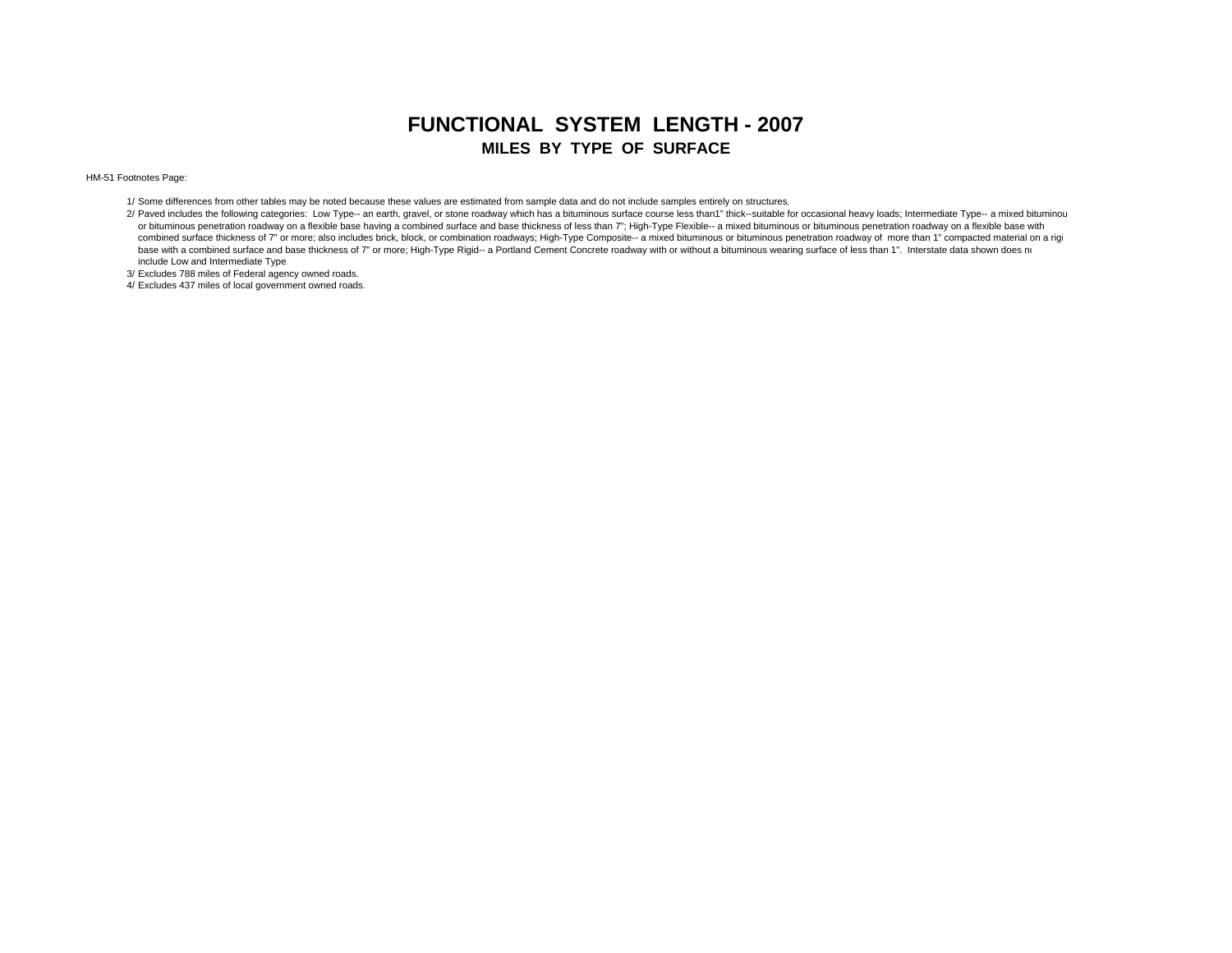# FUNCTIONAL SYSTEM LENGTH - 2007

## MILES BY TYPE OF SURFACE

HM-51 Footnotes Page:

1/ Some differences from other tables may be noted because these values are estimated from sample data and do not include samples entirely on structures.

2/ Paved includes the following categories: Low Type-- an earth, gravel, or stone roadway which has a bituminous surface course less than1" thick--suitable for occasional heavy loads; Intermediate Type-- a mixed bituminou or bituminous penetration roadway on a flexible base having a combined surface and base thickness of less than 7"; High-Type Flexible-- a mixed bituminous or bituminous penetration roadway on a flexible base with combined surface thickness of 7" or more; also includes brick, block, or combination roadways; High-Type Composite-- a mixed bituminous or bituminous penetration roadway of more than 1" compacted material on a rigi base with a combined surface and base thickness of 7" or more; High-Type Rigid-- a Portland Cement Concrete roadway with or without a bituminous wearing surface of less than 1". Interstate data shown does no include Low and Intermediate Type.

3/ Excludes 788 miles of Federal agency owned roads.

4/ Excludes 437 miles of local government owned roads.